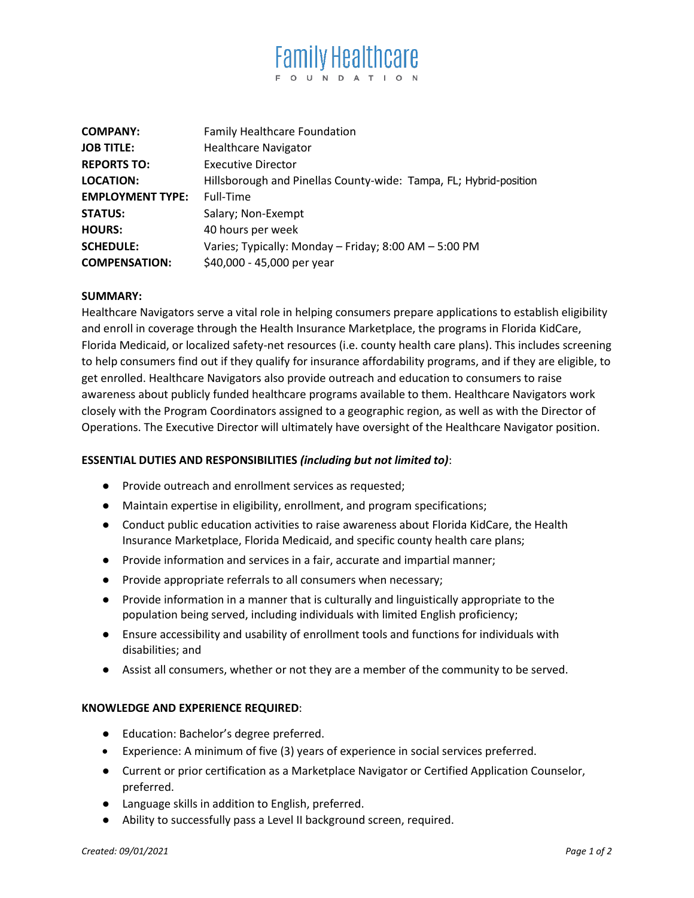# Family Healthcare

FOUNDATION

| | |
|---|---|
| **COMPANY:** | Family Healthcare Foundation |
| **JOB TITLE:** | Healthcare Navigator |
| **REPORTS TO:** | Executive Director |
| **LOCATION:** | Hillsborough and Pinellas County-wide: Tampa, FL; Hybrid-position |
| **EMPLOYMENT TYPE:** | Full-Time |
| **STATUS:** | Salary; Non-Exempt |
| **HOURS:** | 40 hours per week |
| **SCHEDULE:** | Varies; Typically: Monday – Friday; 8:00 AM – 5:00 PM |
| **COMPENSATION:** | $40,000 - 45,000 per year |

**SUMMARY:**

Healthcare Navigators serve a vital role in helping consumers prepare applications to establish eligibility and enroll in coverage through the Health Insurance Marketplace, the programs in Florida KidCare, Florida Medicaid, or localized safety-net resources (i.e. county health care plans). This includes screening to help consumers find out if they qualify for insurance affordability programs, and if they are eligible, to get enrolled. Healthcare Navigators also provide outreach and education to consumers to raise awareness about publicly funded healthcare programs available to them. Healthcare Navigators work closely with the Program Coordinators assigned to a geographic region, as well as with the Director of Operations. The Executive Director will ultimately have oversight of the Healthcare Navigator position.

**ESSENTIAL DUTIES AND RESPONSIBILITIES *(including but not limited to)*:**

- Provide outreach and enrollment services as requested;
- Maintain expertise in eligibility, enrollment, and program specifications;
- Conduct public education activities to raise awareness about Florida KidCare, the Health Insurance Marketplace, Florida Medicaid, and specific county health care plans;
- Provide information and services in a fair, accurate and impartial manner;
- Provide appropriate referrals to all consumers when necessary;
- Provide information in a manner that is culturally and linguistically appropriate to the population being served, including individuals with limited English proficiency;
- Ensure accessibility and usability of enrollment tools and functions for individuals with disabilities; and
- Assist all consumers, whether or not they are a member of the community to be served.

**KNOWLEDGE AND EXPERIENCE REQUIRED:**

- Education: Bachelor's degree preferred.
- Experience: A minimum of five (3) years of experience in social services preferred.
- Current or prior certification as a Marketplace Navigator or Certified Application Counselor, preferred.
- Language skills in addition to English, preferred.
- Ability to successfully pass a Level II background screen, required.

*Created: 09/01/2021*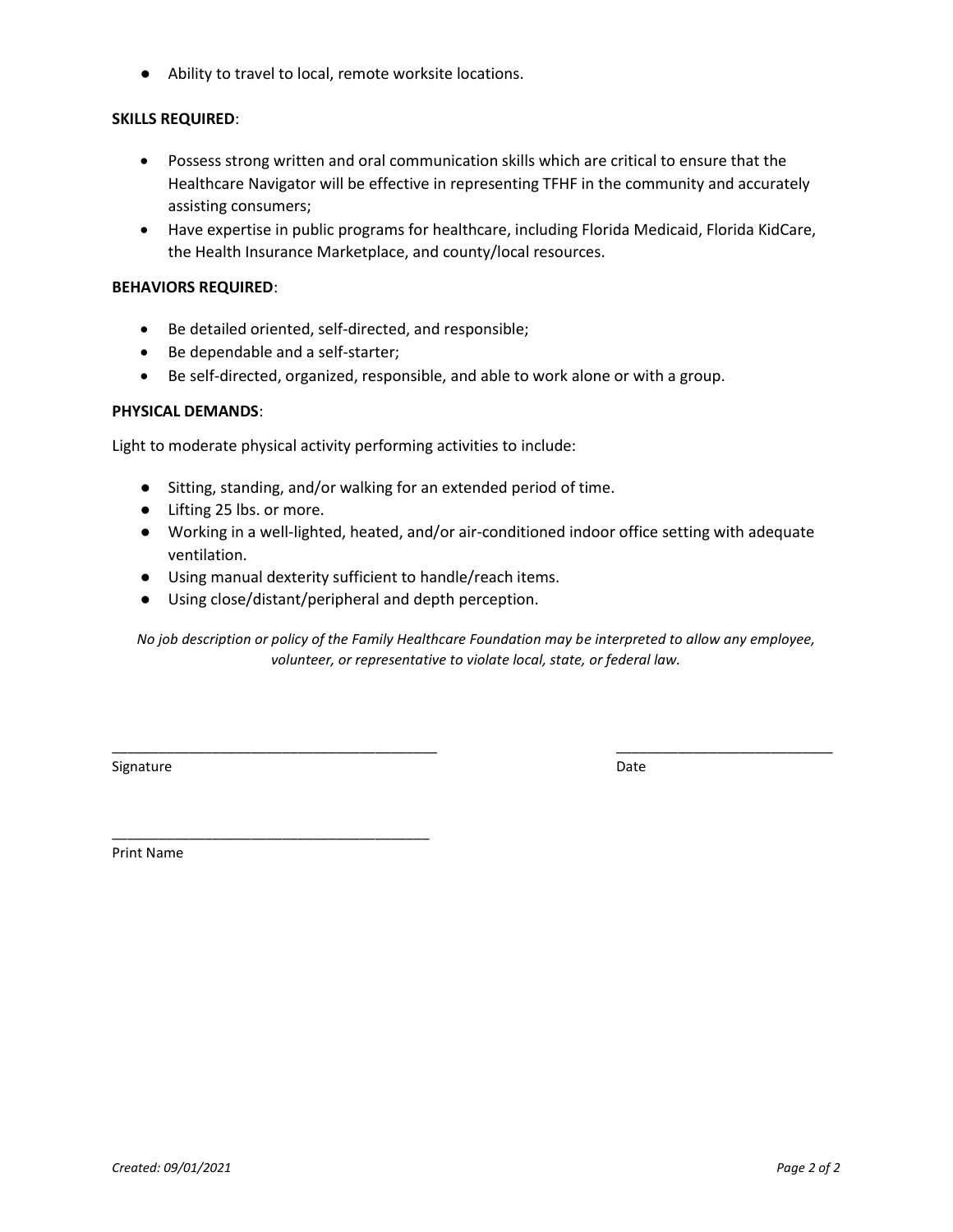- Ability to travel to local, remote worksite locations.

**SKILLS REQUIRED**:

- Possess strong written and oral communication skills which are critical to ensure that the Healthcare Navigator will be effective in representing TFHF in the community and accurately assisting consumers;
- Have expertise in public programs for healthcare, including Florida Medicaid, Florida KidCare, the Health Insurance Marketplace, and county/local resources.

**BEHAVIORS REQUIRED**:

- Be detailed oriented, self-directed, and responsible;
- Be dependable and a self-starter;
- Be self-directed, organized, responsible, and able to work alone or with a group.

**PHYSICAL DEMANDS**:

Light to moderate physical activity performing activities to include:

- Sitting, standing, and/or walking for an extended period of time.
- Lifting 25 lbs. or more.
- Working in a well-lighted, heated, and/or air-conditioned indoor office setting with adequate ventilation.
- Using manual dexterity sufficient to handle/reach items.
- Using close/distant/peripheral and depth perception.

*No job description or policy of the Family Healthcare Foundation may be interpreted to allow any employee, volunteer, or representative to violate local, state, or federal law.*

_________________________________________ &nbsp;&nbsp;&nbsp;&nbsp;&nbsp;&nbsp;&nbsp;&nbsp; ____________________________

Signature &nbsp;&nbsp;&nbsp;&nbsp;&nbsp;&nbsp;&nbsp;&nbsp;&nbsp;&nbsp;&nbsp;&nbsp;&nbsp;&nbsp;&nbsp;&nbsp;&nbsp;&nbsp;&nbsp;&nbsp;&nbsp;&nbsp;&nbsp;&nbsp;&nbsp;&nbsp;&nbsp;&nbsp;&nbsp;&nbsp;&nbsp;&nbsp;&nbsp;&nbsp;&nbsp;&nbsp;&nbsp;&nbsp;&nbsp;&nbsp; Date

_________________________________________

Print Name

*Created: 09/01/2021*